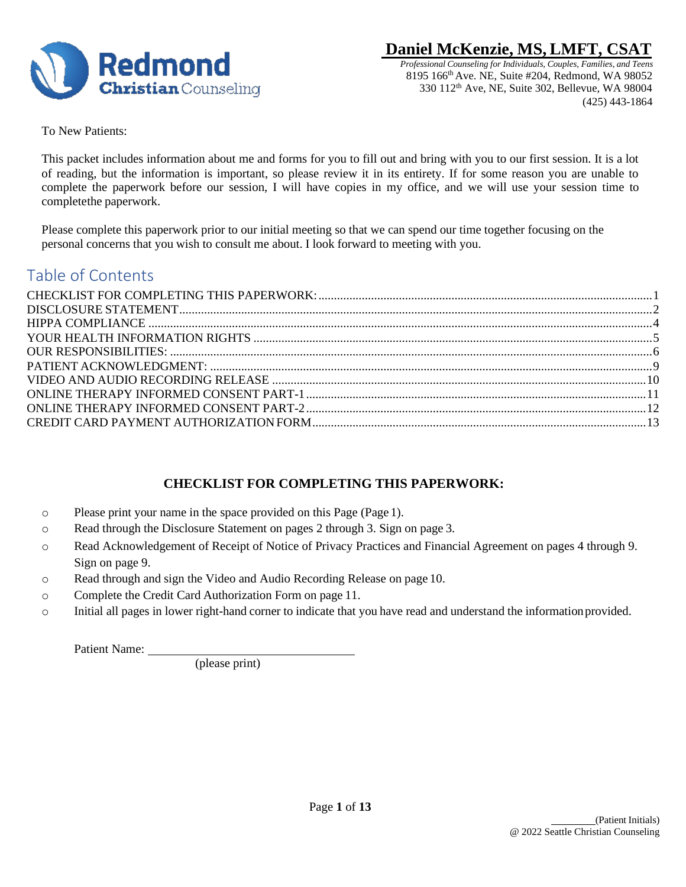**Redmond Christian Counseling**

# Daniel McKenzie, MS, LMFT, CSAT

*Professional Counseling for Individuals, Couples, Families, and Teens*
8195 166th Ave. NE, Suite #204, Redmond, WA 98052
330 112th Ave, NE, Suite 302, Bellevue, WA 98004
(425) 443-1864

To New Patients:

This packet includes information about me and forms for you to fill out and bring with you to our first session. It is a lot of reading, but the information is important, so please review it in its entirety. If for some reason you are unable to complete the paperwork before our session, I will have copies in my office, and we will use your session time to completethe paperwork.

Please complete this paperwork prior to our initial meeting so that we can spend our time together focusing on the personal concerns that you wish to consult me about. I look forward to meeting with you.

## Table of Contents

- CHECKLIST FOR COMPLETING THIS PAPERWORK: ........ 1
- DISCLOSURE STATEMENT ........ 2
- HIPPA COMPLIANCE ........ 4
- YOUR HEALTH INFORMATION RIGHTS ........ 5
- OUR RESPONSIBILITIES: ........ 6
- PATIENT ACKNOWLEDGMENT: ........ 9
- VIDEO AND AUDIO RECORDING RELEASE ........ 10
- ONLINE THERAPY INFORMED CONSENT PART-1 ........ 11
- ONLINE THERAPY INFORMED CONSENT PART-2 ........ 12
- CREDIT CARD PAYMENT AUTHORIZATION FORM ........ 13

## CHECKLIST FOR COMPLETING THIS PAPERWORK:

- ○ Please print your name in the space provided on this Page (Page 1).
- ○ Read through the Disclosure Statement on pages 2 through 3. Sign on page 3.
- ○ Read Acknowledgement of Receipt of Notice of Privacy Practices and Financial Agreement on pages 4 through 9. Sign on page 9.
- ○ Read through and sign the Video and Audio Recording Release on page 10.
- ○ Complete the Credit Card Authorization Form on page 11.
- ○ Initial all pages in lower right-hand corner to indicate that you have read and understand the information provided.

Patient Name: ______________________________
(please print)

________(Patient Initials)
@ 2022 Seattle Christian Counseling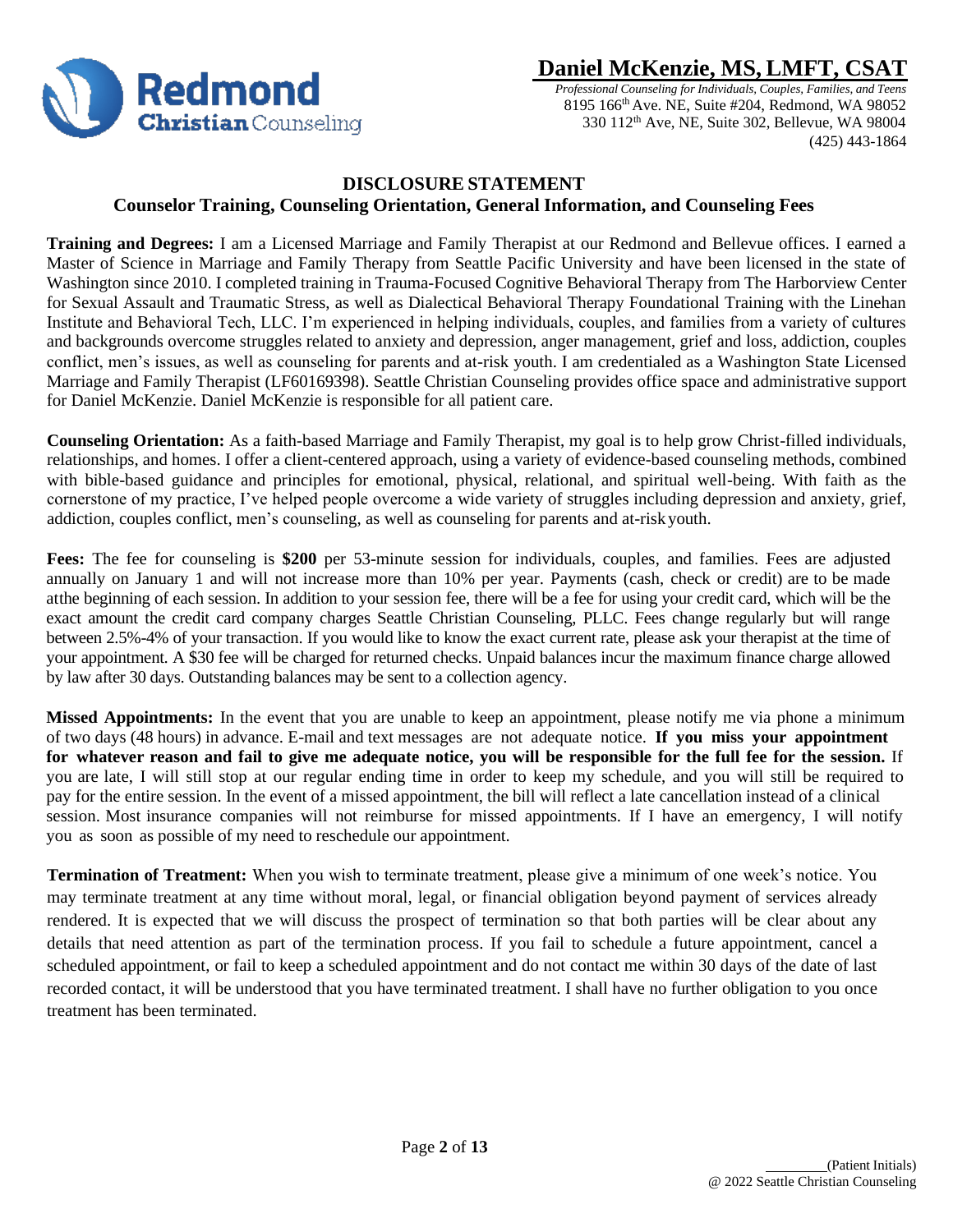# Daniel McKenzie, MS, LMFT, CSAT

*Professional Counseling for Individuals, Couples, Families, and Teens*
8195 166th Ave. NE, Suite #204, Redmond, WA 98052
330 112th Ave, NE, Suite 302, Bellevue, WA 98004
(425) 443-1864

## DISCLOSURE STATEMENT

### Counselor Training, Counseling Orientation, General Information, and Counseling Fees

**Training and Degrees:** I am a Licensed Marriage and Family Therapist at our Redmond and Bellevue offices. I earned a Master of Science in Marriage and Family Therapy from Seattle Pacific University and have been licensed in the state of Washington since 2010. I completed training in Trauma-Focused Cognitive Behavioral Therapy from The Harborview Center for Sexual Assault and Traumatic Stress, as well as Dialectical Behavioral Therapy Foundational Training with the Linehan Institute and Behavioral Tech, LLC. I'm experienced in helping individuals, couples, and families from a variety of cultures and backgrounds overcome struggles related to anxiety and depression, anger management, grief and loss, addiction, couples conflict, men's issues, as well as counseling for parents and at-risk youth. I am credentialed as a Washington State Licensed Marriage and Family Therapist (LF60169398). Seattle Christian Counseling provides office space and administrative support for Daniel McKenzie. Daniel McKenzie is responsible for all patient care.

**Counseling Orientation:** As a faith-based Marriage and Family Therapist, my goal is to help grow Christ-filled individuals, relationships, and homes. I offer a client-centered approach, using a variety of evidence-based counseling methods, combined with bible-based guidance and principles for emotional, physical, relational, and spiritual well-being. With faith as the cornerstone of my practice, I've helped people overcome a wide variety of struggles including depression and anxiety, grief, addiction, couples conflict, men's counseling, as well as counseling for parents and at-risk youth.

**Fees:** The fee for counseling is **$200** per 53-minute session for individuals, couples, and families. Fees are adjusted annually on January 1 and will not increase more than 10% per year. Payments (cash, check or credit) are to be made atthe beginning of each session. In addition to your session fee, there will be a fee for using your credit card, which will be the exact amount the credit card company charges Seattle Christian Counseling, PLLC. Fees change regularly but will range between 2.5%-4% of your transaction. If you would like to know the exact current rate, please ask your therapist at the time of your appointment. A $30 fee will be charged for returned checks. Unpaid balances incur the maximum finance charge allowed by law after 30 days. Outstanding balances may be sent to a collection agency.

**Missed Appointments:** In the event that you are unable to keep an appointment, please notify me via phone a minimum of two days (48 hours) in advance. E-mail and text messages are not adequate notice. **If you miss your appointment for whatever reason and fail to give me adequate notice, you will be responsible for the full fee for the session.** If you are late, I will still stop at our regular ending time in order to keep my schedule, and you will still be required to pay for the entire session. In the event of a missed appointment, the bill will reflect a late cancellation instead of a clinical session. Most insurance companies will not reimburse for missed appointments. If I have an emergency, I will notify you as soon as possible of my need to reschedule our appointment.

**Termination of Treatment:** When you wish to terminate treatment, please give a minimum of one week's notice. You may terminate treatment at any time without moral, legal, or financial obligation beyond payment of services already rendered. It is expected that we will discuss the prospect of termination so that both parties will be clear about any details that need attention as part of the termination process. If you fail to schedule a future appointment, cancel a scheduled appointment, or fail to keep a scheduled appointment and do not contact me within 30 days of the date of last recorded contact, it will be understood that you have terminated treatment. I shall have no further obligation to you once treatment has been terminated.

________(Patient Initials)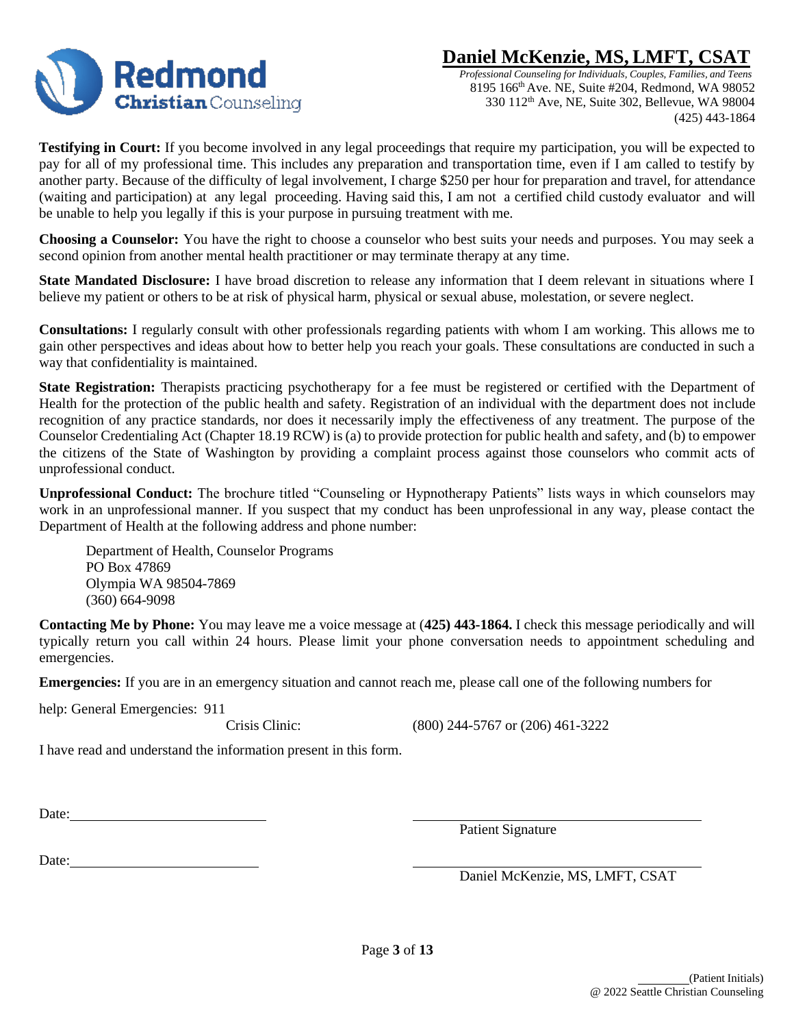**Testifying in Court:** If you become involved in any legal proceedings that require my participation, you will be expected to pay for all of my professional time. This includes any preparation and transportation time, even if I am called to testify by another party. Because of the difficulty of legal involvement, I charge $250 per hour for preparation and travel, for attendance (waiting and participation) at any legal proceeding. Having said this, I am not a certified child custody evaluator and will be unable to help you legally if this is your purpose in pursuing treatment with me.

**Choosing a Counselor:** You have the right to choose a counselor who best suits your needs and purposes. You may seek a second opinion from another mental health practitioner or may terminate therapy at any time.

**State Mandated Disclosure:** I have broad discretion to release any information that I deem relevant in situations where I believe my patient or others to be at risk of physical harm, physical or sexual abuse, molestation, or severe neglect.

**Consultations:** I regularly consult with other professionals regarding patients with whom I am working. This allows me to gain other perspectives and ideas about how to better help you reach your goals. These consultations are conducted in such a way that confidentiality is maintained.

**State Registration:** Therapists practicing psychotherapy for a fee must be registered or certified with the Department of Health for the protection of the public health and safety. Registration of an individual with the department does not include recognition of any practice standards, nor does it necessarily imply the effectiveness of any treatment. The purpose of the Counselor Credentialing Act (Chapter 18.19 RCW) is (a) to provide protection for public health and safety, and (b) to empower the citizens of the State of Washington by providing a complaint process against those counselors who commit acts of unprofessional conduct.

**Unprofessional Conduct:** The brochure titled "Counseling or Hypnotherapy Patients" lists ways in which counselors may work in an unprofessional manner. If you suspect that my conduct has been unprofessional in any way, please contact the Department of Health at the following address and phone number:

Department of Health, Counselor Programs
PO Box 47869
Olympia WA 98504-7869
(360) 664-9098

**Contacting Me by Phone:** You may leave me a voice message at (**425) 443-1864.** I check this message periodically and will typically return you call within 24 hours. Please limit your phone conversation needs to appointment scheduling and emergencies.

**Emergencies:** If you are in an emergency situation and cannot reach me, please call one of the following numbers for help: General Emergencies: 911

Crisis Clinic: (800) 244-5767 or (206) 461-3222

I have read and understand the information present in this form.

Date: ____________________  ______________________________
Patient Signature

Date: ____________________  ______________________________
Daniel McKenzie, MS, LMFT, CSAT

________(Patient Initials)
@ 2022 Seattle Christian Counseling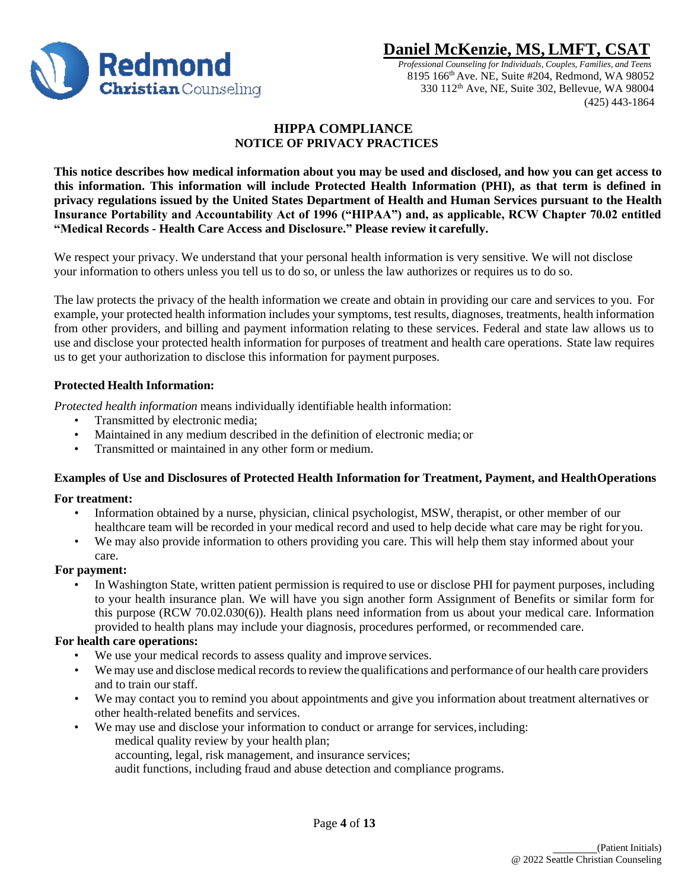**Daniel McKenzie, MS, LMFT, CSAT**

*Professional Counseling for Individuals, Couples, Families, and Teens*
8195 166th Ave. NE, Suite #204, Redmond, WA 98052
330 112th Ave, NE, Suite 302, Bellevue, WA 98004
(425) 443-1864

## HIPPA COMPLIANCE
## NOTICE OF PRIVACY PRACTICES

**This notice describes how medical information about you may be used and disclosed, and how you can get access to this information. This information will include Protected Health Information (PHI), as that term is defined in privacy regulations issued by the United States Department of Health and Human Services pursuant to the Health Insurance Portability and Accountability Act of 1996 ("HIPAA") and, as applicable, RCW Chapter 70.02 entitled "Medical Records - Health Care Access and Disclosure." Please review it carefully.**

We respect your privacy. We understand that your personal health information is very sensitive. We will not disclose your information to others unless you tell us to do so, or unless the law authorizes or requires us to do so.

The law protects the privacy of the health information we create and obtain in providing our care and services to you. For example, your protected health information includes your symptoms, test results, diagnoses, treatments, health information from other providers, and billing and payment information relating to these services. Federal and state law allows us to use and disclose your protected health information for purposes of treatment and health care operations. State law requires us to get your authorization to disclose this information for payment purposes.

**Protected Health Information:**

*Protected health information* means individually identifiable health information:

- Transmitted by electronic media;
- Maintained in any medium described in the definition of electronic media; or
- Transmitted or maintained in any other form or medium.

**Examples of Use and Disclosures of Protected Health Information for Treatment, Payment, and HealthOperations**

**For treatment:**

- Information obtained by a nurse, physician, clinical psychologist, MSW, therapist, or other member of our healthcare team will be recorded in your medical record and used to help decide what care may be right for you.
- We may also provide information to others providing you care. This will help them stay informed about your care.

**For payment:**

- In Washington State, written patient permission is required to use or disclose PHI for payment purposes, including to your health insurance plan. We will have you sign another form Assignment of Benefits or similar form for this purpose (RCW 70.02.030(6)). Health plans need information from us about your medical care. Information provided to health plans may include your diagnosis, procedures performed, or recommended care.

**For health care operations:**

- We use your medical records to assess quality and improve services.
- We may use and disclose medical records to review the qualifications and performance of our health care providers and to train our staff.
- We may contact you to remind you about appointments and give you information about treatment alternatives or other health-related benefits and services.
- We may use and disclose your information to conduct or arrange for services, including:
  medical quality review by your health plan;
  accounting, legal, risk management, and insurance services;
  audit functions, including fraud and abuse detection and compliance programs.

\_\_\_\_\_\_\_\_(Patient Initials)
@ 2022 Seattle Christian Counseling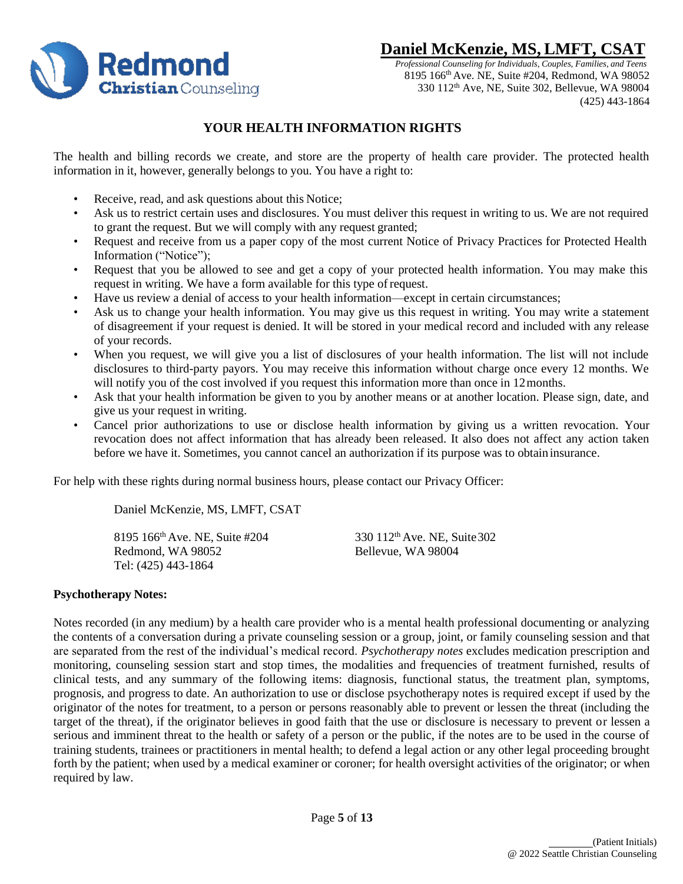# YOUR HEALTH INFORMATION RIGHTS

The health and billing records we create, and store are the property of health care provider. The protected health information in it, however, generally belongs to you. You have a right to:

- Receive, read, and ask questions about this Notice;
- Ask us to restrict certain uses and disclosures. You must deliver this request in writing to us. We are not required to grant the request. But we will comply with any request granted;
- Request and receive from us a paper copy of the most current Notice of Privacy Practices for Protected Health Information ("Notice");
- Request that you be allowed to see and get a copy of your protected health information. You may make this request in writing. We have a form available for this type of request.
- Have us review a denial of access to your health information—except in certain circumstances;
- Ask us to change your health information. You may give us this request in writing. You may write a statement of disagreement if your request is denied. It will be stored in your medical record and included with any release of your records.
- When you request, we will give you a list of disclosures of your health information. The list will not include disclosures to third-party payors. You may receive this information without charge once every 12 months. We will notify you of the cost involved if you request this information more than once in 12 months.
- Ask that your health information be given to you by another means or at another location. Please sign, date, and give us your request in writing.
- Cancel prior authorizations to use or disclose health information by giving us a written revocation. Your revocation does not affect information that has already been released. It also does not affect any action taken before we have it. Sometimes, you cannot cancel an authorization if its purpose was to obtain insurance.

For help with these rights during normal business hours, please contact our Privacy Officer:

Daniel McKenzie, MS, LMFT, CSAT

8195 166th Ave. NE, Suite #204
Redmond, WA 98052
Tel: (425) 443-1864

330 112th Ave. NE, Suite 302
Bellevue, WA 98004

**Psychotherapy Notes:**

Notes recorded (in any medium) by a health care provider who is a mental health professional documenting or analyzing the contents of a conversation during a private counseling session or a group, joint, or family counseling session and that are separated from the rest of the individual's medical record. *Psychotherapy notes* excludes medication prescription and monitoring, counseling session start and stop times, the modalities and frequencies of treatment furnished, results of clinical tests, and any summary of the following items: diagnosis, functional status, the treatment plan, symptoms, prognosis, and progress to date. An authorization to use or disclose psychotherapy notes is required except if used by the originator of the notes for treatment, to a person or persons reasonably able to prevent or lessen the threat (including the target of the threat), if the originator believes in good faith that the use or disclosure is necessary to prevent or lessen a serious and imminent threat to the health or safety of a person or the public, if the notes are to be used in the course of training students, trainees or practitioners in mental health; to defend a legal action or any other legal proceeding brought forth by the patient; when used by a medical examiner or coroner; for health oversight activities of the originator; or when required by law.

________(Patient Initials)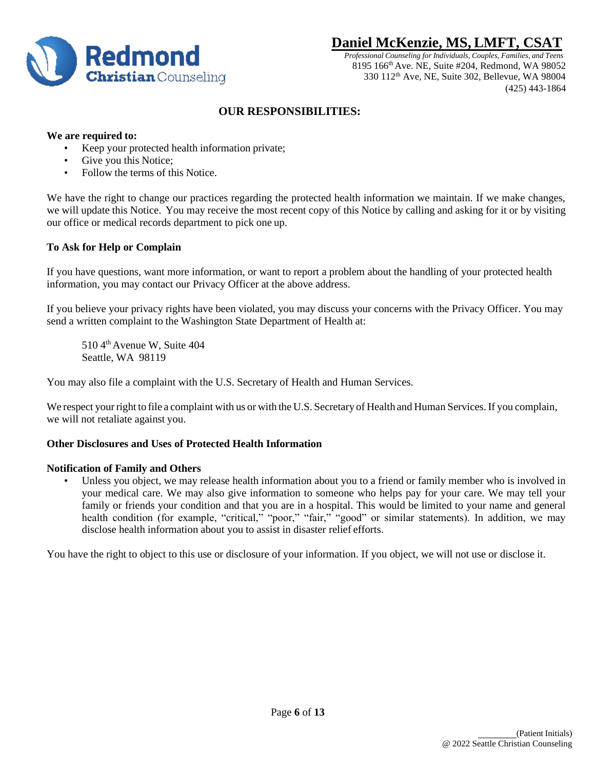## OUR RESPONSIBILITIES:

**We are required to:**

- Keep your protected health information private;
- Give you this Notice;
- Follow the terms of this Notice.

We have the right to change our practices regarding the protected health information we maintain. If we make changes, we will update this Notice. You may receive the most recent copy of this Notice by calling and asking for it or by visiting our office or medical records department to pick one up.

**To Ask for Help or Complain**

If you have questions, want more information, or want to report a problem about the handling of your protected health information, you may contact our Privacy Officer at the above address.

If you believe your privacy rights have been violated, you may discuss your concerns with the Privacy Officer. You may send a written complaint to the Washington State Department of Health at:

510 4th Avenue W, Suite 404
Seattle, WA 98119

You may also file a complaint with the U.S. Secretary of Health and Human Services.

We respect your right to file a complaint with us or with the U.S. Secretary of Health and Human Services. If you complain, we will not retaliate against you.

**Other Disclosures and Uses of Protected Health Information**

**Notification of Family and Others**

- Unless you object, we may release health information about you to a friend or family member who is involved in your medical care. We may also give information to someone who helps pay for your care. We may tell your family or friends your condition and that you are in a hospital. This would be limited to your name and general health condition (for example, "critical," "poor," "fair," "good" or similar statements). In addition, we may disclose health information about you to assist in disaster relief efforts.

You have the right to object to this use or disclosure of your information. If you object, we will not use or disclose it.

________(Patient Initials)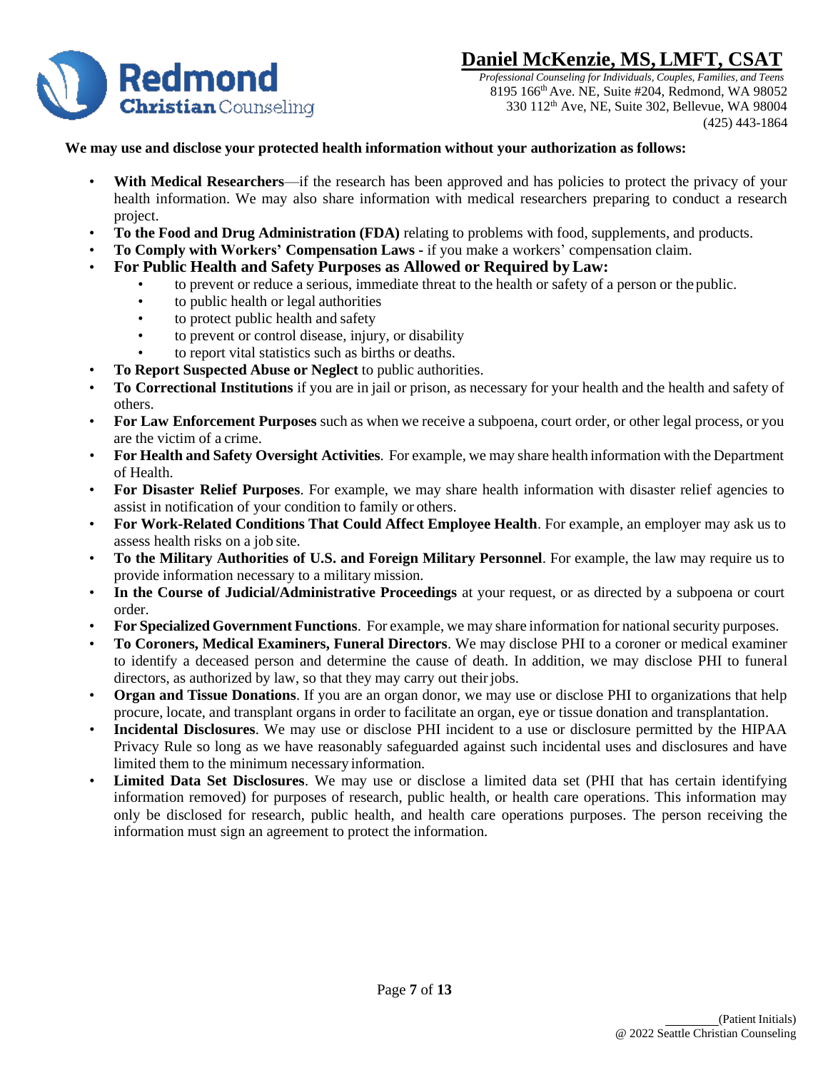**We may use and disclose your protected health information without your authorization as follows:**

- **With Medical Researchers**—if the research has been approved and has policies to protect the privacy of your health information. We may also share information with medical researchers preparing to conduct a research project.
- **To the Food and Drug Administration (FDA)** relating to problems with food, supplements, and products.
- **To Comply with Workers' Compensation Laws -** if you make a workers' compensation claim.
- **For Public Health and Safety Purposes as Allowed or Required by Law:**
    - to prevent or reduce a serious, immediate threat to the health or safety of a person or the public.
    - to public health or legal authorities
    - to protect public health and safety
    - to prevent or control disease, injury, or disability
    - to report vital statistics such as births or deaths.
- **To Report Suspected Abuse or Neglect** to public authorities.
- **To Correctional Institutions** if you are in jail or prison, as necessary for your health and the health and safety of others.
- **For Law Enforcement Purposes** such as when we receive a subpoena, court order, or other legal process, or you are the victim of a crime.
- **For Health and Safety Oversight Activities**. For example, we may share health information with the Department of Health.
- **For Disaster Relief Purposes**. For example, we may share health information with disaster relief agencies to assist in notification of your condition to family or others.
- **For Work-Related Conditions That Could Affect Employee Health**. For example, an employer may ask us to assess health risks on a job site.
- **To the Military Authorities of U.S. and Foreign Military Personnel**. For example, the law may require us to provide information necessary to a military mission.
- **In the Course of Judicial/Administrative Proceedings** at your request, or as directed by a subpoena or court order.
- **For Specialized Government Functions**. For example, we may share information for national security purposes.
- **To Coroners, Medical Examiners, Funeral Directors**. We may disclose PHI to a coroner or medical examiner to identify a deceased person and determine the cause of death. In addition, we may disclose PHI to funeral directors, as authorized by law, so that they may carry out their jobs.
- **Organ and Tissue Donations**. If you are an organ donor, we may use or disclose PHI to organizations that help procure, locate, and transplant organs in order to facilitate an organ, eye or tissue donation and transplantation.
- **Incidental Disclosures**. We may use or disclose PHI incident to a use or disclosure permitted by the HIPAA Privacy Rule so long as we have reasonably safeguarded against such incidental uses and disclosures and have limited them to the minimum necessary information.
- **Limited Data Set Disclosures**. We may use or disclose a limited data set (PHI that has certain identifying information removed) for purposes of research, public health, or health care operations. This information may only be disclosed for research, public health, and health care operations purposes. The person receiving the information must sign an agreement to protect the information.

________(Patient Initials)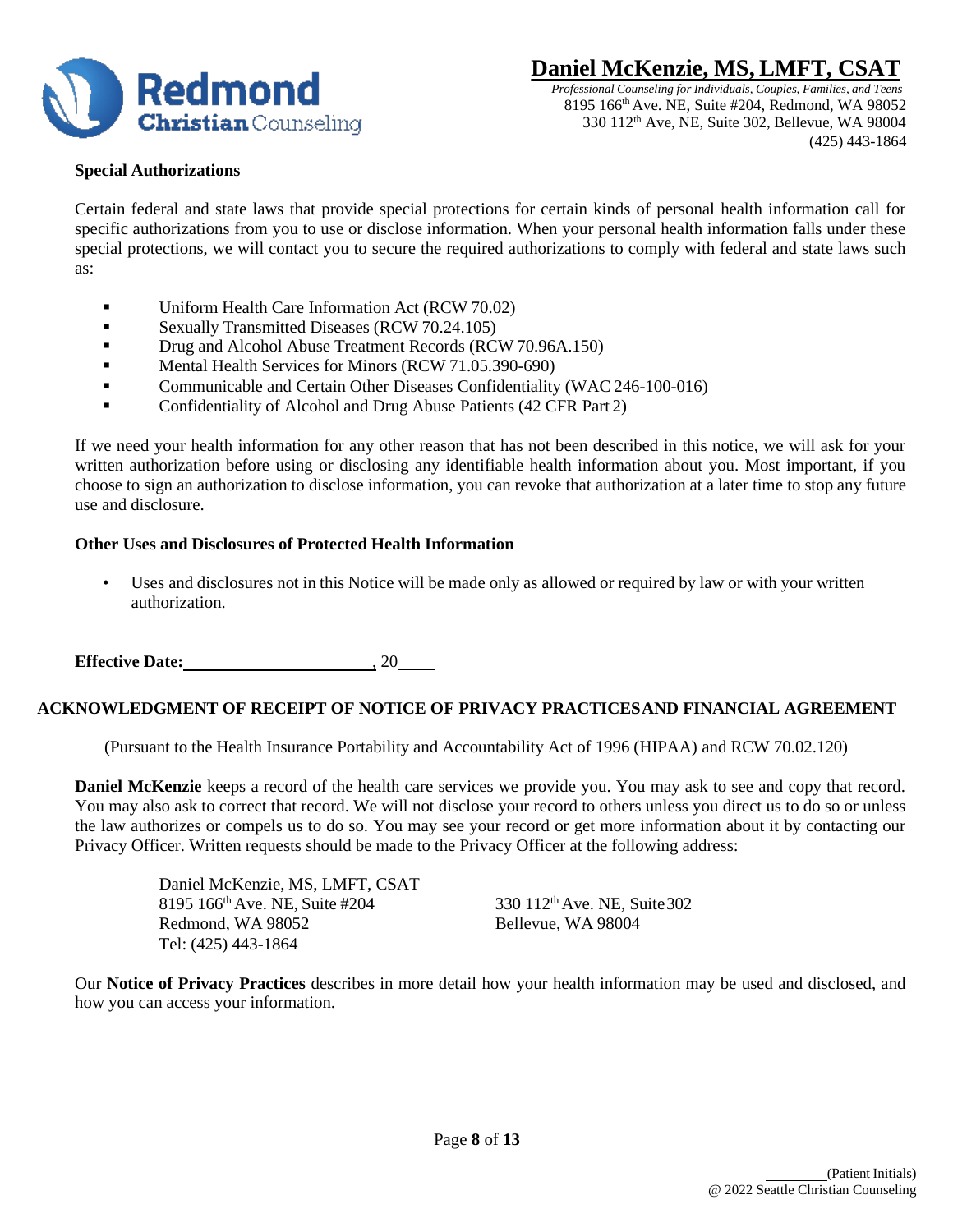**Special Authorizations**

Certain federal and state laws that provide special protections for certain kinds of personal health information call for specific authorizations from you to use or disclose information. When your personal health information falls under these special protections, we will contact you to secure the required authorizations to comply with federal and state laws such as:

- Uniform Health Care Information Act (RCW 70.02)
- Sexually Transmitted Diseases (RCW 70.24.105)
- Drug and Alcohol Abuse Treatment Records (RCW 70.96A.150)
- Mental Health Services for Minors (RCW 71.05.390-690)
- Communicable and Certain Other Diseases Confidentiality (WAC 246-100-016)
- Confidentiality of Alcohol and Drug Abuse Patients (42 CFR Part 2)

If we need your health information for any other reason that has not been described in this notice, we will ask for your written authorization before using or disclosing any identifiable health information about you. Most important, if you choose to sign an authorization to disclose information, you can revoke that authorization at a later time to stop any future use and disclosure.

**Other Uses and Disclosures of Protected Health Information**

- Uses and disclosures not in this Notice will be made only as allowed or required by law or with your written authorization.

**Effective Date:**______________________, 20____

**ACKNOWLEDGMENT OF RECEIPT OF NOTICE OF PRIVACY PRACTICES AND FINANCIAL AGREEMENT**

(Pursuant to the Health Insurance Portability and Accountability Act of 1996 (HIPAA) and RCW 70.02.120)

**Daniel McKenzie** keeps a record of the health care services we provide you. You may ask to see and copy that record. You may also ask to correct that record. We will not disclose your record to others unless you direct us to do so or unless the law authorizes or compels us to do so. You may see your record or get more information about it by contacting our Privacy Officer. Written requests should be made to the Privacy Officer at the following address:

Daniel McKenzie, MS, LMFT, CSAT
8195 166th Ave. NE, Suite #204
Redmond, WA 98052
Tel: (425) 443-1864

330 112th Ave. NE, Suite 302
Bellevue, WA 98004

Our **Notice of Privacy Practices** describes in more detail how your health information may be used and disclosed, and how you can access your information.

________(Patient Initials)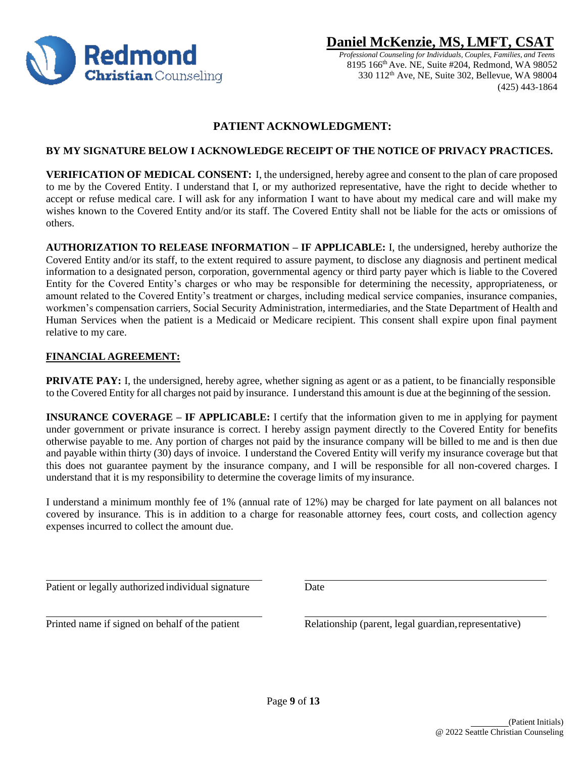**Daniel McKenzie, MS, LMFT, CSAT**

*Professional Counseling for Individuals, Couples, Families, and Teens*
8195 166th Ave. NE, Suite #204, Redmond, WA 98052
330 112th Ave, NE, Suite 302, Bellevue, WA 98004
(425) 443-1864

## PATIENT ACKNOWLEDGMENT:

**BY MY SIGNATURE BELOW I ACKNOWLEDGE RECEIPT OF THE NOTICE OF PRIVACY PRACTICES.**

**VERIFICATION OF MEDICAL CONSENT:** I, the undersigned, hereby agree and consent to the plan of care proposed to me by the Covered Entity. I understand that I, or my authorized representative, have the right to decide whether to accept or refuse medical care. I will ask for any information I want to have about my medical care and will make my wishes known to the Covered Entity and/or its staff. The Covered Entity shall not be liable for the acts or omissions of others.

**AUTHORIZATION TO RELEASE INFORMATION – IF APPLICABLE:** I, the undersigned, hereby authorize the Covered Entity and/or its staff, to the extent required to assure payment, to disclose any diagnosis and pertinent medical information to a designated person, corporation, governmental agency or third party payer which is liable to the Covered Entity for the Covered Entity's charges or who may be responsible for determining the necessity, appropriateness, or amount related to the Covered Entity's treatment or charges, including medical service companies, insurance companies, workmen's compensation carriers, Social Security Administration, intermediaries, and the State Department of Health and Human Services when the patient is a Medicaid or Medicare recipient. This consent shall expire upon final payment relative to my care.

**FINANCIAL AGREEMENT:**

**PRIVATE PAY:** I, the undersigned, hereby agree, whether signing as agent or as a patient, to be financially responsible to the Covered Entity for all charges not paid by insurance. I understand this amount is due at the beginning of the session.

**INSURANCE COVERAGE – IF APPLICABLE:** I certify that the information given to me in applying for payment under government or private insurance is correct. I hereby assign payment directly to the Covered Entity for benefits otherwise payable to me. Any portion of charges not paid by the insurance company will be billed to me and is then due and payable within thirty (30) days of invoice. I understand the Covered Entity will verify my insurance coverage but that this does not guarantee payment by the insurance company, and I will be responsible for all non-covered charges. I understand that it is my responsibility to determine the coverage limits of my insurance.

I understand a minimum monthly fee of 1% (annual rate of 12%) may be charged for late payment on all balances not covered by insurance. This is in addition to a charge for reasonable attorney fees, court costs, and collection agency expenses incurred to collect the amount due.

\_\_\_\_\_\_\_\_\_\_\_\_\_\_\_\_\_\_\_\_\_\_\_\_\_\_\_\_\_\_\_\_\_\_\_\_\_\_ \_\_\_\_\_\_\_\_\_\_\_\_\_\_\_\_\_\_\_\_\_\_\_\_\_\_\_\_\_\_\_\_\_\_\_\_\_\_
Patient or legally authorized individual signature Date

\_\_\_\_\_\_\_\_\_\_\_\_\_\_\_\_\_\_\_\_\_\_\_\_\_\_\_\_\_\_\_\_\_\_\_\_\_\_ \_\_\_\_\_\_\_\_\_\_\_\_\_\_\_\_\_\_\_\_\_\_\_\_\_\_\_\_\_\_\_\_\_\_\_\_\_\_
Printed name if signed on behalf of the patient Relationship (parent, legal guardian, representative)

\_\_\_\_\_\_\_\_(Patient Initials)
@ 2022 Seattle Christian Counseling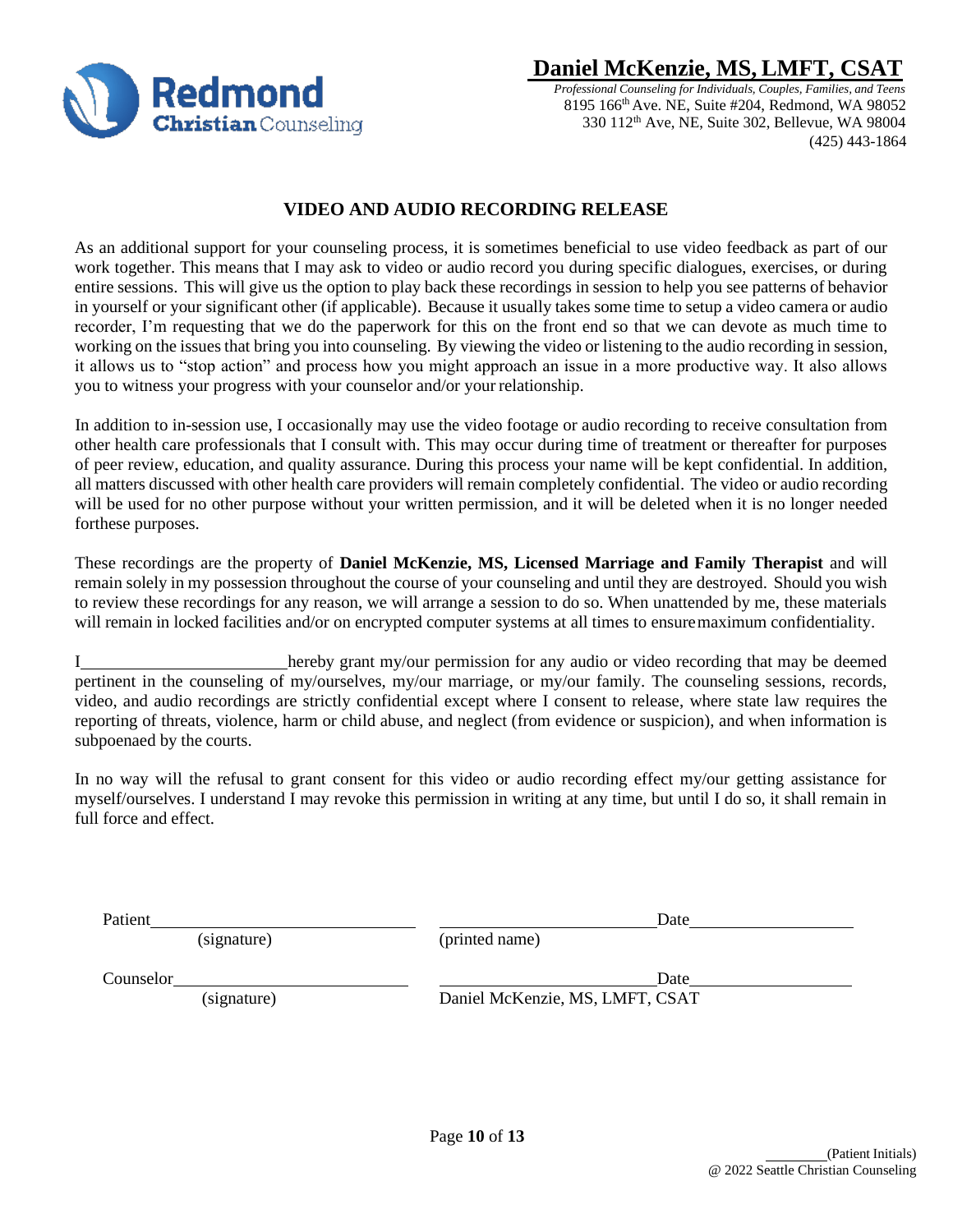**Daniel McKenzie, MS, LMFT, CSAT**

*Professional Counseling for Individuals, Couples, Families, and Teens*
8195 166th Ave. NE, Suite #204, Redmond, WA 98052
330 112th Ave, NE, Suite 302, Bellevue, WA 98004
(425) 443-1864

## VIDEO AND AUDIO RECORDING RELEASE

As an additional support for your counseling process, it is sometimes beneficial to use video feedback as part of our work together. This means that I may ask to video or audio record you during specific dialogues, exercises, or during entire sessions. This will give us the option to play back these recordings in session to help you see patterns of behavior in yourself or your significant other (if applicable). Because it usually takes some time to setup a video camera or audio recorder, I'm requesting that we do the paperwork for this on the front end so that we can devote as much time to working on the issues that bring you into counseling. By viewing the video or listening to the audio recording in session, it allows us to "stop action" and process how you might approach an issue in a more productive way. It also allows you to witness your progress with your counselor and/or your relationship.

In addition to in-session use, I occasionally may use the video footage or audio recording to receive consultation from other health care professionals that I consult with. This may occur during time of treatment or thereafter for purposes of peer review, education, and quality assurance. During this process your name will be kept confidential. In addition, all matters discussed with other health care providers will remain completely confidential. The video or audio recording will be used for no other purpose without your written permission, and it will be deleted when it is no longer needed forthese purposes.

These recordings are the property of **Daniel McKenzie, MS, Licensed Marriage and Family Therapist** and will remain solely in my possession throughout the course of your counseling and until they are destroyed. Should you wish to review these recordings for any reason, we will arrange a session to do so. When unattended by me, these materials will remain in locked facilities and/or on encrypted computer systems at all times to ensuremaximum confidentiality.

I________________________hereby grant my/our permission for any audio or video recording that may be deemed pertinent in the counseling of my/ourselves, my/our marriage, or my/our family. The counseling sessions, records, video, and audio recordings are strictly confidential except where I consent to release, where state law requires the reporting of threats, violence, harm or child abuse, and neglect (from evidence or suspicion), and when information is subpoenaed by the courts.

In no way will the refusal to grant consent for this video or audio recording effect my/our getting assistance for myself/ourselves. I understand I may revoke this permission in writing at any time, but until I do so, it shall remain in full force and effect.

Patient______________________________ ________________________ Date__________________
(signature) (printed name)

Counselor____________________________ ________________________ Date__________________
(signature) Daniel McKenzie, MS, LMFT, CSAT

________(Patient Initials)
@ 2022 Seattle Christian Counseling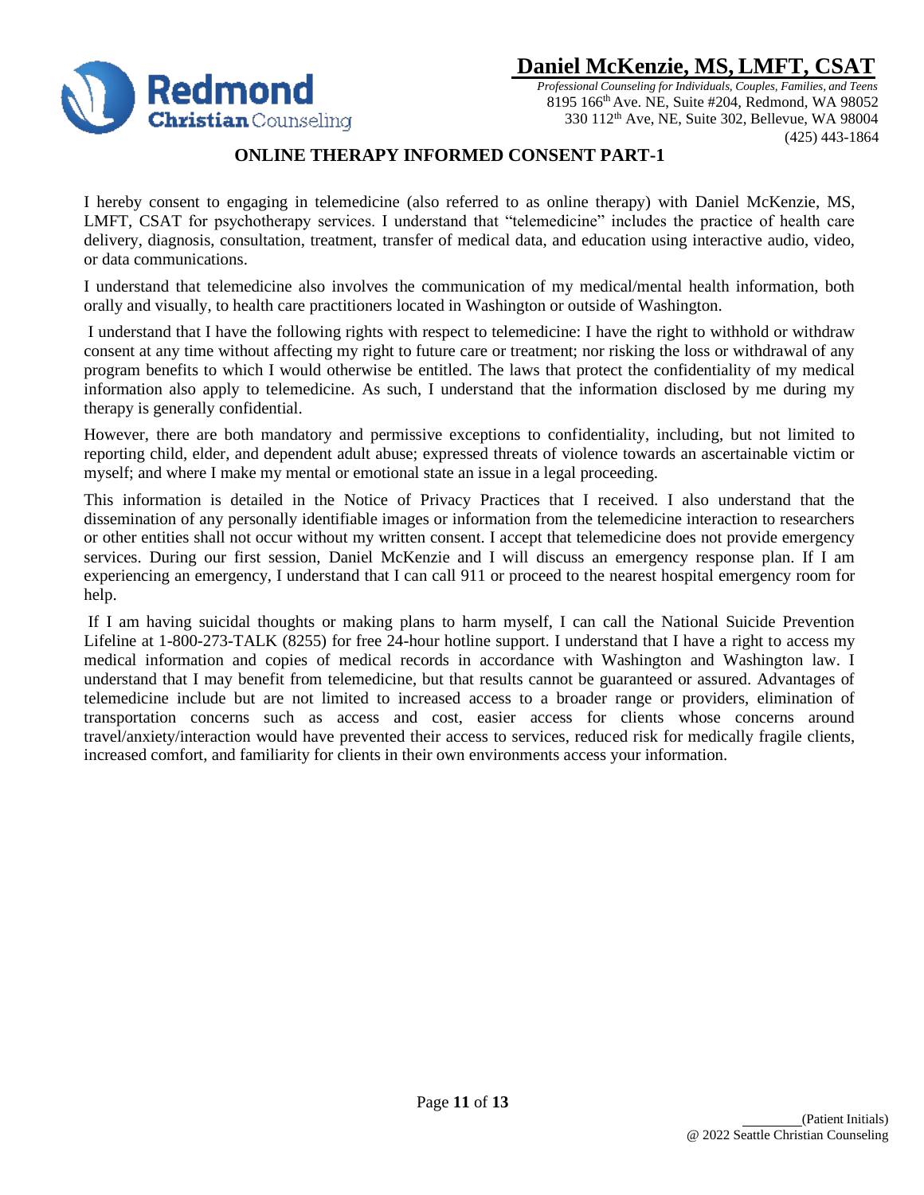# Daniel McKenzie, MS, LMFT, CSAT

*Professional Counseling for Individuals, Couples, Families, and Teens*
8195 166th Ave. NE, Suite #204, Redmond, WA 98052
330 112th Ave, NE, Suite 302, Bellevue, WA 98004
(425) 443-1864

## ONLINE THERAPY INFORMED CONSENT PART-1

I hereby consent to engaging in telemedicine (also referred to as online therapy) with Daniel McKenzie, MS, LMFT, CSAT for psychotherapy services. I understand that "telemedicine" includes the practice of health care delivery, diagnosis, consultation, treatment, transfer of medical data, and education using interactive audio, video, or data communications.

I understand that telemedicine also involves the communication of my medical/mental health information, both orally and visually, to health care practitioners located in Washington or outside of Washington.

I understand that I have the following rights with respect to telemedicine: I have the right to withhold or withdraw consent at any time without affecting my right to future care or treatment; nor risking the loss or withdrawal of any program benefits to which I would otherwise be entitled. The laws that protect the confidentiality of my medical information also apply to telemedicine. As such, I understand that the information disclosed by me during my therapy is generally confidential.

However, there are both mandatory and permissive exceptions to confidentiality, including, but not limited to reporting child, elder, and dependent adult abuse; expressed threats of violence towards an ascertainable victim or myself; and where I make my mental or emotional state an issue in a legal proceeding.

This information is detailed in the Notice of Privacy Practices that I received. I also understand that the dissemination of any personally identifiable images or information from the telemedicine interaction to researchers or other entities shall not occur without my written consent. I accept that telemedicine does not provide emergency services. During our first session, Daniel McKenzie and I will discuss an emergency response plan. If I am experiencing an emergency, I understand that I can call 911 or proceed to the nearest hospital emergency room for help.

If I am having suicidal thoughts or making plans to harm myself, I can call the National Suicide Prevention Lifeline at 1-800-273-TALK (8255) for free 24-hour hotline support. I understand that I have a right to access my medical information and copies of medical records in accordance with Washington and Washington law. I understand that I may benefit from telemedicine, but that results cannot be guaranteed or assured. Advantages of telemedicine include but are not limited to increased access to a broader range or providers, elimination of transportation concerns such as access and cost, easier access for clients whose concerns around travel/anxiety/interaction would have prevented their access to services, reduced risk for medically fragile clients, increased comfort, and familiarity for clients in their own environments access your information.

________(Patient Initials)

@ 2022 Seattle Christian Counseling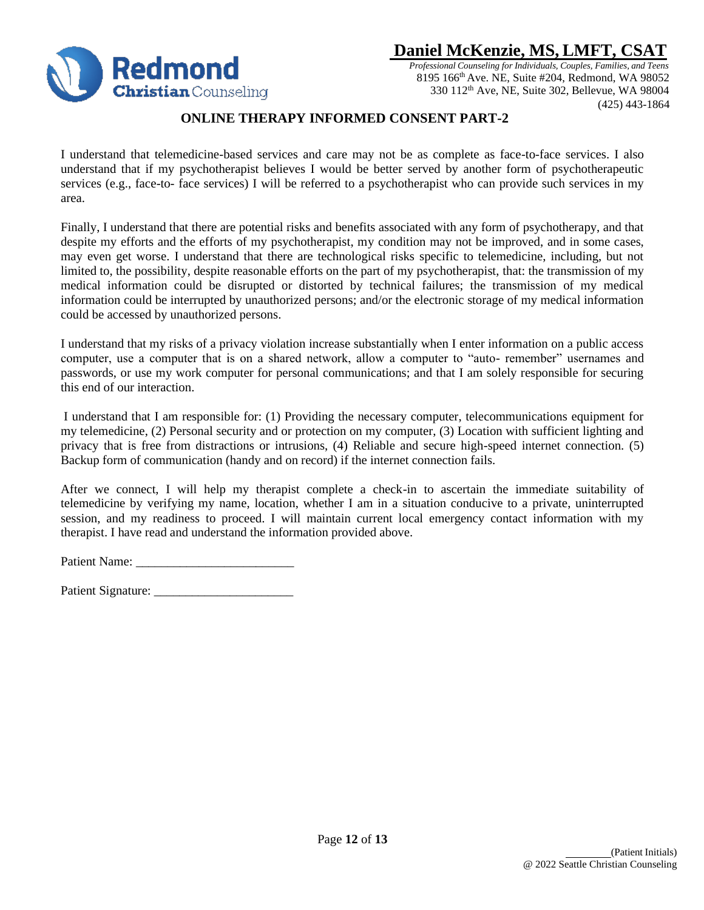# Daniel McKenzie, MS, LMFT, CSAT

*Professional Counseling for Individuals, Couples, Families, and Teens*
8195 166th Ave. NE, Suite #204, Redmond, WA 98052
330 112th Ave, NE, Suite 302, Bellevue, WA 98004
(425) 443-1864

## ONLINE THERAPY INFORMED CONSENT PART-2

I understand that telemedicine-based services and care may not be as complete as face-to-face services. I also understand that if my psychotherapist believes I would be better served by another form of psychotherapeutic services (e.g., face-to- face services) I will be referred to a psychotherapist who can provide such services in my area.

Finally, I understand that there are potential risks and benefits associated with any form of psychotherapy, and that despite my efforts and the efforts of my psychotherapist, my condition may not be improved, and in some cases, may even get worse. I understand that there are technological risks specific to telemedicine, including, but not limited to, the possibility, despite reasonable efforts on the part of my psychotherapist, that: the transmission of my medical information could be disrupted or distorted by technical failures; the transmission of my medical information could be interrupted by unauthorized persons; and/or the electronic storage of my medical information could be accessed by unauthorized persons.

I understand that my risks of a privacy violation increase substantially when I enter information on a public access computer, use a computer that is on a shared network, allow a computer to "auto- remember" usernames and passwords, or use my work computer for personal communications; and that I am solely responsible for securing this end of our interaction.

I understand that I am responsible for: (1) Providing the necessary computer, telecommunications equipment for my telemedicine, (2) Personal security and or protection on my computer, (3) Location with sufficient lighting and privacy that is free from distractions or intrusions, (4) Reliable and secure high-speed internet connection. (5) Backup form of communication (handy and on record) if the internet connection fails.

After we connect, I will help my therapist complete a check-in to ascertain the immediate suitability of telemedicine by verifying my name, location, whether I am in a situation conducive to a private, uninterrupted session, and my readiness to proceed. I will maintain current local emergency contact information with my therapist. I have read and understand the information provided above.

Patient Name: ________________________

Patient Signature: _____________________

________(Patient Initials)
@ 2022 Seattle Christian Counseling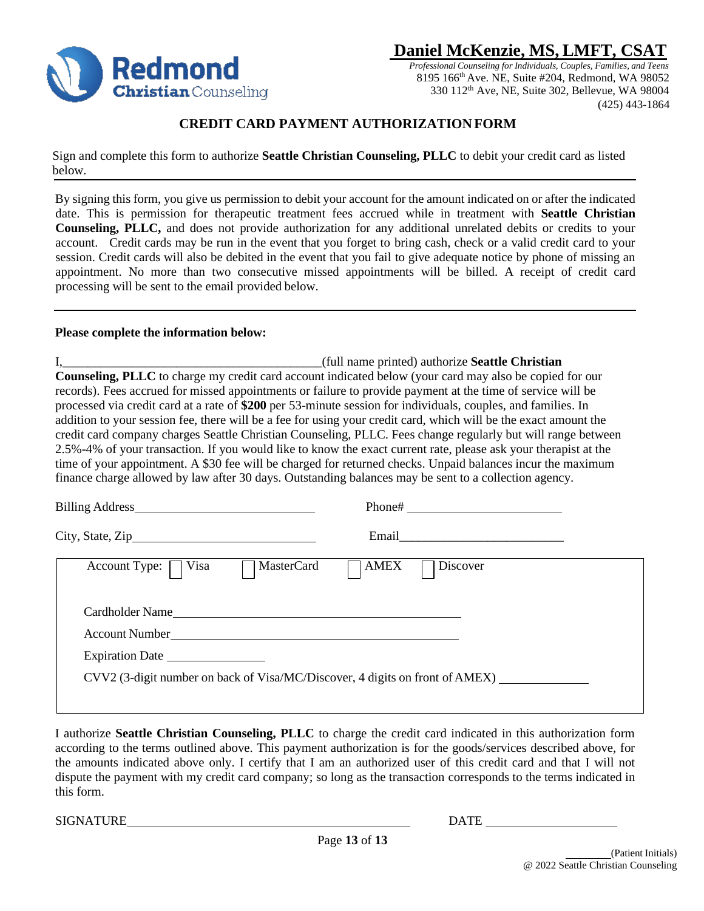**Daniel McKenzie, MS, LMFT, CSAT**

*Professional Counseling for Individuals, Couples, Families, and Teens*
8195 166th Ave. NE, Suite #204, Redmond, WA 98052
330 112th Ave, NE, Suite 302, Bellevue, WA 98004
(425) 443-1864

## CREDIT CARD PAYMENT AUTHORIZATION FORM

Sign and complete this form to authorize **Seattle Christian Counseling, PLLC** to debit your credit card as listed below.

By signing this form, you give us permission to debit your account for the amount indicated on or after the indicated date. This is permission for therapeutic treatment fees accrued while in treatment with **Seattle Christian Counseling, PLLC,** and does not provide authorization for any additional unrelated debits or credits to your account. Credit cards may be run in the event that you forget to bring cash, check or a valid credit card to your session. Credit cards will also be debited in the event that you fail to give adequate notice by phone of missing an appointment. No more than two consecutive missed appointments will be billed. A receipt of credit card processing will be sent to the email provided below.

**Please complete the information below:**

I,_________________________________________(full name printed) authorize **Seattle Christian Counseling, PLLC** to charge my credit card account indicated below (your card may also be copied for our records). Fees accrued for missed appointments or failure to provide payment at the time of service will be processed via credit card at a rate of **$200** per 53-minute session for individuals, couples, and families. In addition to your session fee, there will be a fee for using your credit card, which will be the exact amount the credit card company charges Seattle Christian Counseling, PLLC. Fees change regularly but will range between 2.5%-4% of your transaction. If you would like to know the exact current rate, please ask your therapist at the time of your appointment. A $30 fee will be charged for returned checks. Unpaid balances incur the maximum finance charge allowed by law after 30 days. Outstanding balances may be sent to a collection agency.

Billing Address____________________________ Phone# ________________________

City, State, Zip____________________________ Email__________________________

Account Type: ☐ Visa ☐ MasterCard ☐ AMEX ☐ Discover

Cardholder Name_____________________________________________

Account Number_____________________________________________

Expiration Date _______________

CVV2 (3-digit number on back of Visa/MC/Discover, 4 digits on front of AMEX) _____________

I authorize **Seattle Christian Counseling, PLLC** to charge the credit card indicated in this authorization form according to the terms outlined above. This payment authorization is for the goods/services described above, for the amounts indicated above only. I certify that I am an authorized user of this credit card and that I will not dispute the payment with my credit card company; so long as the transaction corresponds to the terms indicated in this form.

SIGNATURE_____________________________________________ DATE _____________________

________(Patient Initials)
@ 2022 Seattle Christian Counseling